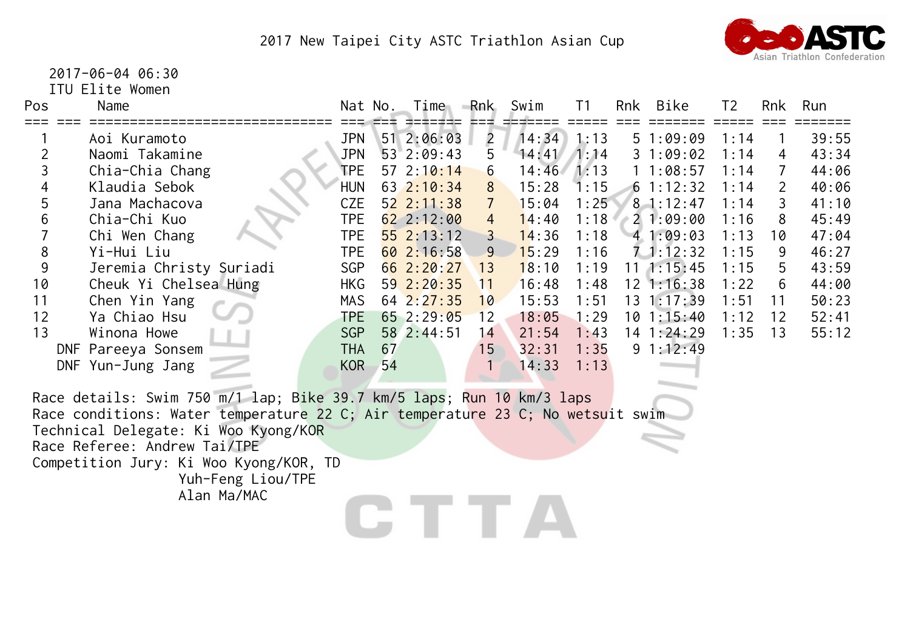# 2017 New Taipei City ASTC Triathlon Asian Cup

2017-06-04 06:30

ITU Elite Women

| Pos | | Name | Nat | No. | Time | Rnk | Swim | T1 | Rnk | Bike | T2 | Rnk | Run |
|---|---|---|---|---|---|---|---|---|---|---|---|---|---|
| 1 | | Aoi Kuramoto | JPN | 51 | 2:06:03 | 2 | 14:34 | 1:13 | 5 | 1:09:09 | 1:14 | 1 | 39:55 |
| 2 | | Naomi Takamine | JPN | 53 | 2:09:43 | 5 | 14:41 | 1:14 | 3 | 1:09:02 | 1:14 | 4 | 43:34 |
| 3 | | Chia-Chia Chang | TPE | 57 | 2:10:14 | 6 | 14:46 | 1:13 | 1 | 1:08:57 | 1:14 | 7 | 44:06 |
| 4 | | Klaudia Sebok | HUN | 63 | 2:10:34 | 8 | 15:28 | 1:15 | 6 | 1:12:32 | 1:14 | 2 | 40:06 |
| 5 | | Jana Machacova | CZE | 52 | 2:11:38 | 7 | 15:04 | 1:25 | 8 | 1:12:47 | 1:14 | 3 | 41:10 |
| 6 | | Chia-Chi Kuo | TPE | 62 | 2:12:00 | 4 | 14:40 | 1:18 | 2 | 1:09:00 | 1:16 | 8 | 45:49 |
| 7 | | Chi Wen Chang | TPE | 55 | 2:13:12 | 3 | 14:36 | 1:18 | 4 | 1:09:03 | 1:13 | 10 | 47:04 |
| 8 | | Yi-Hui Liu | TPE | 60 | 2:16:58 | 9 | 15:29 | 1:16 | 7 | 1:12:32 | 1:15 | 9 | 46:27 |
| 9 | | Jeremia Christy Suriadi | SGP | 66 | 2:20:27 | 13 | 18:10 | 1:19 | 11 | 1:15:45 | 1:15 | 5 | 43:59 |
| 10 | | Cheuk Yi Chelsea Hung | HKG | 59 | 2:20:35 | 11 | 16:48 | 1:48 | 12 | 1:16:38 | 1:22 | 6 | 44:00 |
| 11 | | Chen Yin Yang | MAS | 64 | 2:27:35 | 10 | 15:53 | 1:51 | 13 | 1:17:39 | 1:51 | 11 | 50:23 |
| 12 | | Ya Chiao Hsu | TPE | 65 | 2:29:05 | 12 | 18:05 | 1:29 | 10 | 1:15:40 | 1:12 | 12 | 52:41 |
| 13 | | Winona Howe | SGP | 58 | 2:44:51 | 14 | 21:54 | 1:43 | 14 | 1:24:29 | 1:35 | 13 | 55:12 |
| | DNF | Pareeya Sonsem | THA | 67 | | 15 | 32:31 | 1:35 | 9 | 1:12:49 | | | |
| | DNF | Yun-Jung Jang | KOR | 54 | | 1 | 14:33 | 1:13 | | | | | |

Race details: Swim 750 m/1 lap; Bike 39.7 km/5 laps; Run 10 km/3 laps

Race conditions: Water temperature 22 C; Air temperature 23 C; No wetsuit swim

Technical Delegate: Ki Woo Kyong/KOR

Race Referee: Andrew Tai/TPE

Competition Jury: Ki Woo Kyong/KOR, TD
Yuh-Feng Liou/TPE
Alan Ma/MAC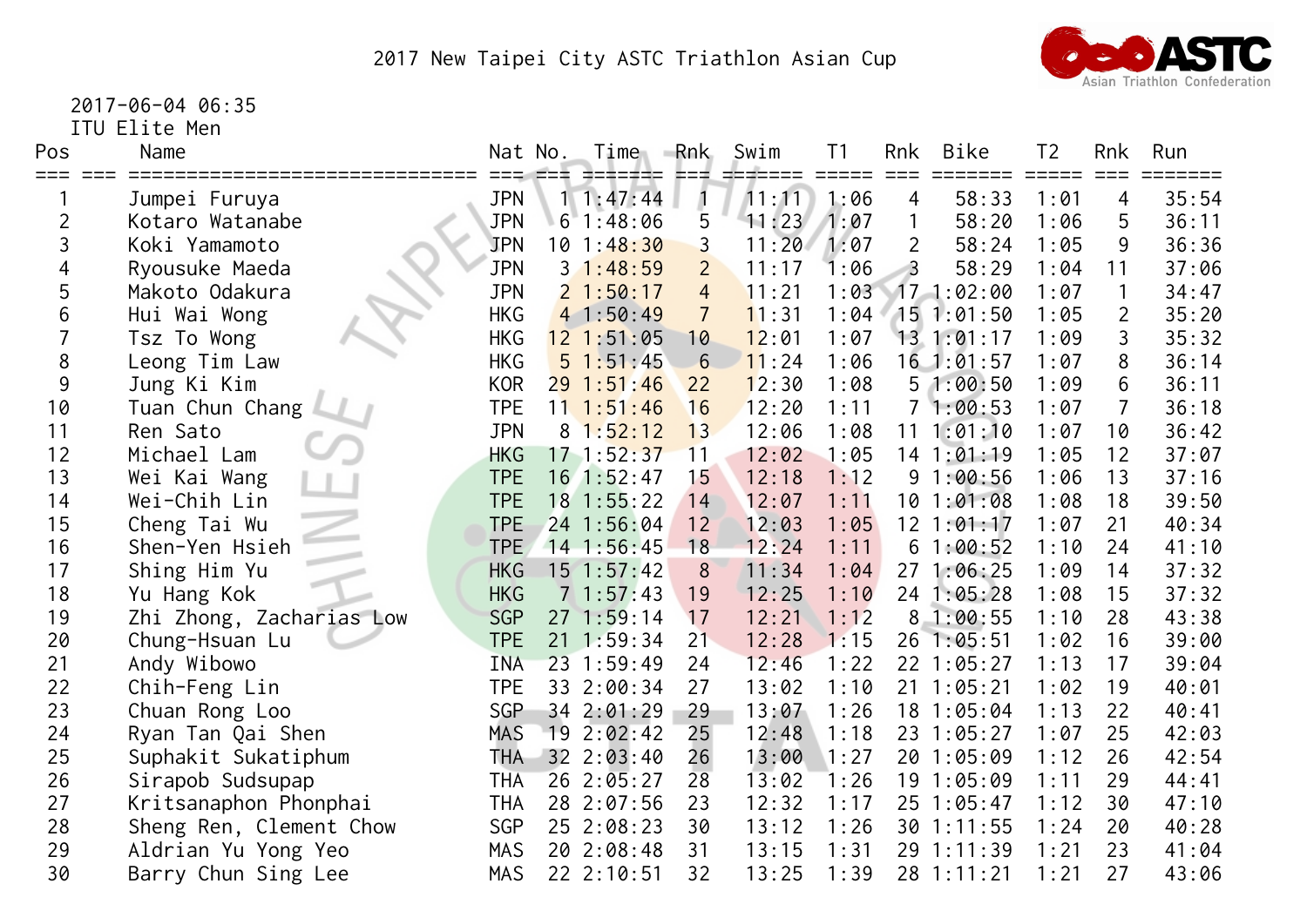# 2017 New Taipei City ASTC Triathlon Asian Cup

2017-06-04 06:35

ITU Elite Men

| Pos | Name | Nat | No. | Time | Rnk | Swim | T1 | Rnk | Bike | T2 | Rnk | Run |
|---|---|---|---|---|---|---|---|---|---|---|---|---|
| 1 | Jumpei Furuya | JPN | 1 | 1:47:44 | 1 | 11:11 | 1:06 | 4 | 58:33 | 1:01 | 4 | 35:54 |
| 2 | Kotaro Watanabe | JPN | 6 | 1:48:06 | 5 | 11:23 | 1:07 | 1 | 58:20 | 1:06 | 5 | 36:11 |
| 3 | Koki Yamamoto | JPN | 10 | 1:48:30 | 3 | 11:20 | 1:07 | 2 | 58:24 | 1:05 | 9 | 36:36 |
| 4 | Ryousuke Maeda | JPN | 3 | 1:48:59 | 2 | 11:17 | 1:06 | 3 | 58:29 | 1:04 | 11 | 37:06 |
| 5 | Makoto Odakura | JPN | 2 | 1:50:17 | 4 | 11:21 | 1:03 | 17 | 1:02:00 | 1:07 | 1 | 34:47 |
| 6 | Hui Wai Wong | HKG | 4 | 1:50:49 | 7 | 11:31 | 1:04 | 15 | 1:01:50 | 1:05 | 2 | 35:20 |
| 7 | Tsz To Wong | HKG | 12 | 1:51:05 | 10 | 12:01 | 1:07 | 13 | 1:01:17 | 1:09 | 3 | 35:32 |
| 8 | Leong Tim Law | HKG | 5 | 1:51:45 | 6 | 11:24 | 1:06 | 16 | 1:01:57 | 1:07 | 8 | 36:14 |
| 9 | Jung Ki Kim | KOR | 29 | 1:51:46 | 22 | 12:30 | 1:08 | 5 | 1:00:50 | 1:09 | 6 | 36:11 |
| 10 | Tuan Chun Chang | TPE | 11 | 1:51:46 | 16 | 12:20 | 1:11 | 7 | 1:00:53 | 1:07 | 7 | 36:18 |
| 11 | Ren Sato | JPN | 8 | 1:52:12 | 13 | 12:06 | 1:08 | 11 | 1:01:10 | 1:07 | 10 | 36:42 |
| 12 | Michael Lam | HKG | 17 | 1:52:37 | 11 | 12:02 | 1:05 | 14 | 1:01:19 | 1:05 | 12 | 37:07 |
| 13 | Wei Kai Wang | TPE | 16 | 1:52:47 | 15 | 12:18 | 1:12 | 9 | 1:00:56 | 1:06 | 13 | 37:16 |
| 14 | Wei-Chih Lin | TPE | 18 | 1:55:22 | 14 | 12:07 | 1:11 | 10 | 1:01:08 | 1:08 | 18 | 39:50 |
| 15 | Cheng Tai Wu | TPE | 24 | 1:56:04 | 12 | 12:03 | 1:05 | 12 | 1:01:17 | 1:07 | 21 | 40:34 |
| 16 | Shen-Yen Hsieh | TPE | 14 | 1:56:45 | 18 | 12:24 | 1:11 | 6 | 1:00:52 | 1:10 | 24 | 41:10 |
| 17 | Shing Him Yu | HKG | 15 | 1:57:42 | 8 | 11:34 | 1:04 | 27 | 1:06:25 | 1:09 | 14 | 37:32 |
| 18 | Yu Hang Kok | HKG | 7 | 1:57:43 | 19 | 12:25 | 1:10 | 24 | 1:05:28 | 1:08 | 15 | 37:32 |
| 19 | Zhi Zhong, Zacharias Low | SGP | 27 | 1:59:14 | 17 | 12:21 | 1:12 | 8 | 1:00:55 | 1:10 | 28 | 43:38 |
| 20 | Chung-Hsuan Lu | TPE | 21 | 1:59:34 | 21 | 12:28 | 1:15 | 26 | 1:05:51 | 1:02 | 16 | 39:00 |
| 21 | Andy Wibowo | INA | 23 | 1:59:49 | 24 | 12:46 | 1:22 | 22 | 1:05:27 | 1:13 | 17 | 39:04 |
| 22 | Chih-Feng Lin | TPE | 33 | 2:00:34 | 27 | 13:02 | 1:10 | 21 | 1:05:21 | 1:02 | 19 | 40:01 |
| 23 | Chuan Rong Loo | SGP | 34 | 2:01:29 | 29 | 13:07 | 1:26 | 18 | 1:05:04 | 1:13 | 22 | 40:41 |
| 24 | Ryan Tan Qai Shen | MAS | 19 | 2:02:42 | 25 | 12:48 | 1:18 | 23 | 1:05:27 | 1:07 | 25 | 42:03 |
| 25 | Suphakit Sukatiphum | THA | 32 | 2:03:40 | 26 | 13:00 | 1:27 | 20 | 1:05:09 | 1:12 | 26 | 42:54 |
| 26 | Sirapob Sudsupap | THA | 26 | 2:05:27 | 28 | 13:02 | 1:26 | 19 | 1:05:09 | 1:11 | 29 | 44:41 |
| 27 | Kritsanaphon Phonphai | THA | 28 | 2:07:56 | 23 | 12:32 | 1:17 | 25 | 1:05:47 | 1:12 | 30 | 47:10 |
| 28 | Sheng Ren, Clement Chow | SGP | 25 | 2:08:23 | 30 | 13:12 | 1:26 | 30 | 1:11:55 | 1:24 | 20 | 40:28 |
| 29 | Aldrian Yu Yong Yeo | MAS | 20 | 2:08:48 | 31 | 13:15 | 1:31 | 29 | 1:11:39 | 1:21 | 23 | 41:04 |
| 30 | Barry Chun Sing Lee | MAS | 22 | 2:10:51 | 32 | 13:25 | 1:39 | 28 | 1:11:21 | 1:21 | 27 | 43:06 |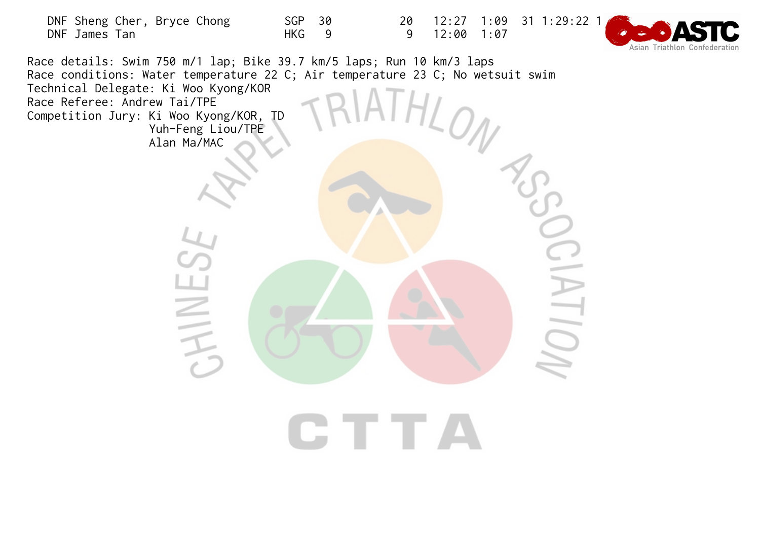| | | | | | | | | |
|---|---|---|---|---|---|---|---|---|
| DNF | Sheng Cher, Bryce Chong | SGP | 30 | 20 | 12:27 | 1:09 | 31 | 1:29:22 1 |
| DNF | James Tan | HKG | 9 | 9 | 12:00 | 1:07 | | |

Race details: Swim 750 m/1 lap; Bike 39.7 km/5 laps; Run 10 km/3 laps
Race conditions: Water temperature 22 C; Air temperature 23 C; No wetsuit swim
Technical Delegate: Ki Woo Kyong/KOR
Race Referee: Andrew Tai/TPE
Competition Jury: Ki Woo Kyong/KOR, TD
Yuh-Feng Liou/TPE
Alan Ma/MAC